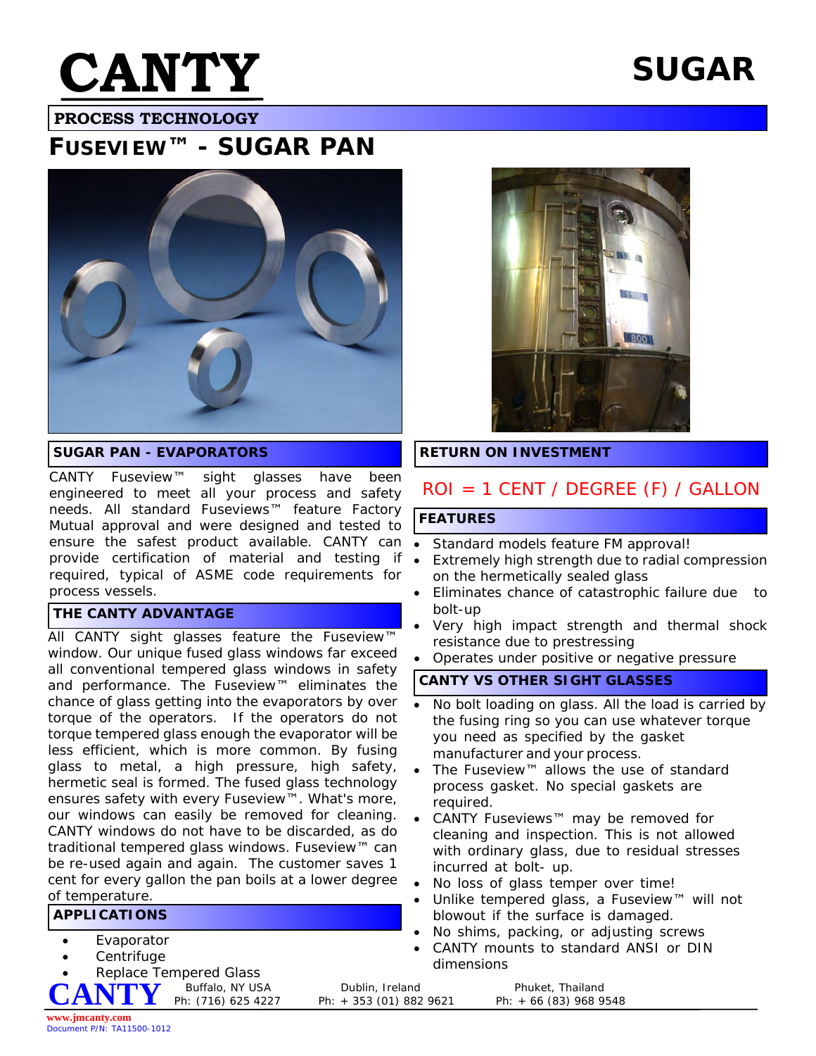# CANTY

# SUGAR

**PROCESS TECHNOLOGY**

## FUSEVIEW™ - SUGAR PAN

### SUGAR PAN - EVAPORATORS

CANTY Fuseview™ sight glasses have been engineered to meet all your process and safety needs. All standard Fuseviews™ feature Factory Mutual approval and were designed and tested to ensure the safest product available. CANTY can provide certification of material and testing if required, typical of ASME code requirements for process vessels.

### THE CANTY ADVANTAGE

All CANTY sight glasses feature the Fuseview™ window. Our unique fused glass windows far exceed all conventional tempered glass windows in safety and performance. The Fuseview™ eliminates the chance of glass getting into the evaporators by over torque of the operators. If the operators do not torque tempered glass enough the evaporator will be less efficient, which is more common. By fusing glass to metal, a high pressure, high safety, hermetic seal is formed. The fused glass technology ensures safety with every Fuseview™. What's more, our windows can easily be removed for cleaning. CANTY windows do not have to be discarded, as do traditional tempered glass windows. Fuseview™ can be re-used again and again. The customer saves 1 cent for every gallon the pan boils at a lower degree of temperature.

### APPLICATIONS

- Evaporator
- Centrifuge
- Replace Tempered Glass

### RETURN ON INVESTMENT

ROI = 1 CENT / DEGREE (F) / GALLON

### FEATURES

- Standard models feature FM approval!
- Extremely high strength due to radial compression on the hermetically sealed glass
- Eliminates chance of catastrophic failure due to bolt-up
- Very high impact strength and thermal shock resistance due to prestressing
- Operates under positive or negative pressure

### CANTY VS OTHER SIGHT GLASSES

- No bolt loading on glass. All the load is carried by the fusing ring so you can use whatever torque you need as specified by the gasket manufacturer and your process.
- The Fuseview™ allows the use of standard process gasket. No special gaskets are required.
- CANTY Fuseviews™ may be removed for cleaning and inspection. This is not allowed with ordinary glass, due to residual stresses incurred at bolt- up.
- No loss of glass temper over time!
- Unlike tempered glass, a Fuseview™ will not blowout if the surface is damaged.
- No shims, packing, or adjusting screws
- CANTY mounts to standard ANSI or DIN dimensions

**CANTY** Buffalo, NY USA Ph: (716) 625 4227 | Dublin, Ireland Ph: + 353 (01) 882 9621 | Phuket, Thailand Ph: + 66 (83) 968 9548

www.jmcanty.com
Document P/N: TA11500-1012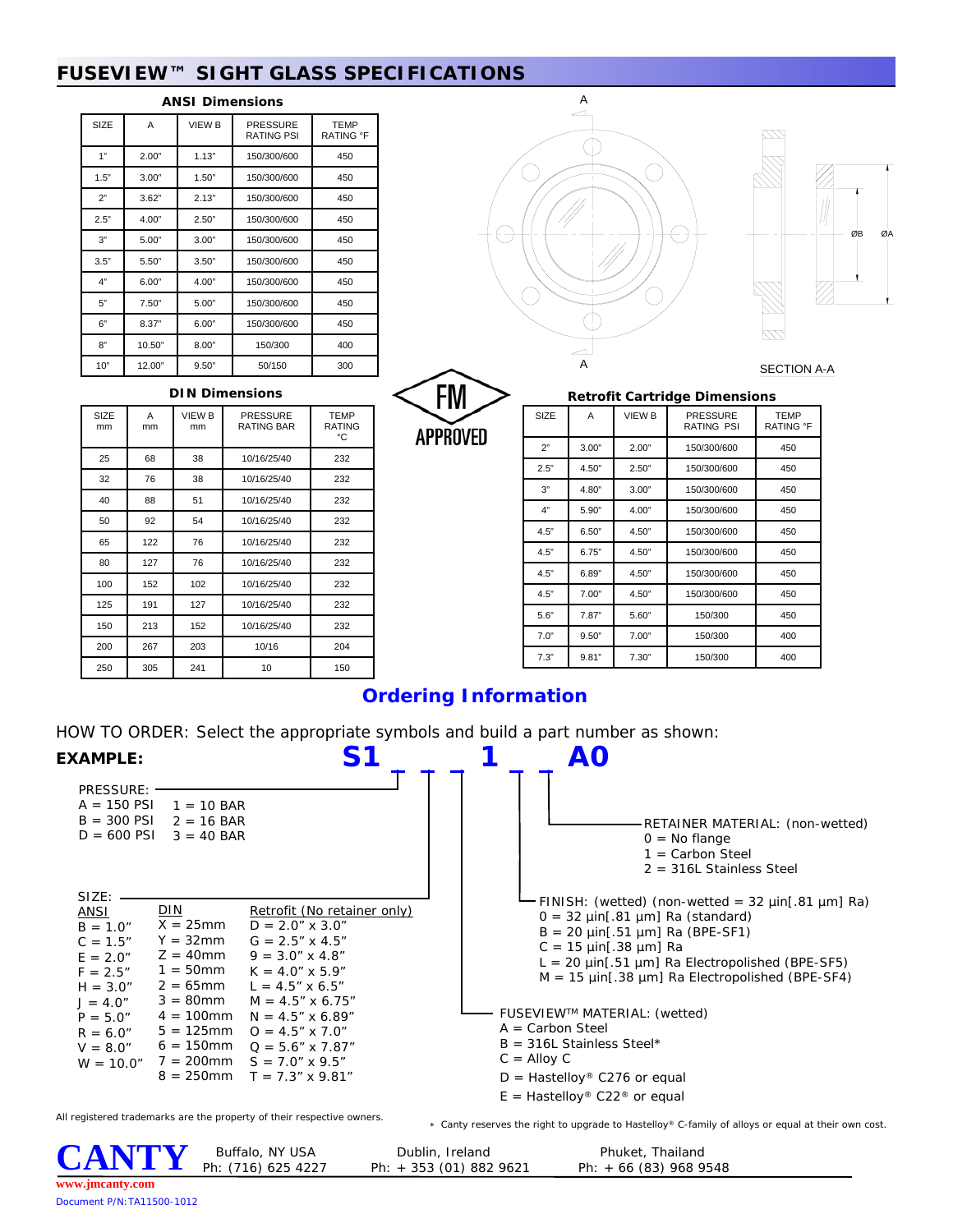# FUSEVIEW™ SIGHT GLASS SPECIFICATIONS

### ANSI Dimensions

| SIZE | A | VIEW B | PRESSURE RATING PSI | TEMP RATING °F |
|---|---|---|---|---|
| 1" | 2.00" | 1.13" | 150/300/600 | 450 |
| 1.5" | 3.00" | 1.50" | 150/300/600 | 450 |
| 2" | 3.62" | 2.13" | 150/300/600 | 450 |
| 2.5" | 4.00" | 2.50" | 150/300/600 | 450 |
| 3" | 5.00" | 3.00" | 150/300/600 | 450 |
| 3.5" | 5.50" | 3.50" | 150/300/600 | 450 |
| 4" | 6.00" | 4.00" | 150/300/600 | 450 |
| 5" | 7.50" | 5.00" | 150/300/600 | 450 |
| 6" | 8.37" | 6.00" | 150/300/600 | 450 |
| 8" | 10.50" | 8.00" | 150/300 | 400 |
| 10" | 12.00" | 9.50" | 50/150 | 300 |

A

ØB ØA

A

SECTION A-A

### DIN Dimensions

| SIZE mm | A mm | VIEW B mm | PRESSURE RATING BAR | TEMP RATING °C |
|---|---|---|---|---|
| 25 | 68 | 38 | 10/16/25/40 | 232 |
| 32 | 76 | 38 | 10/16/25/40 | 232 |
| 40 | 88 | 51 | 10/16/25/40 | 232 |
| 50 | 92 | 54 | 10/16/25/40 | 232 |
| 65 | 122 | 76 | 10/16/25/40 | 232 |
| 80 | 127 | 76 | 10/16/25/40 | 232 |
| 100 | 152 | 102 | 10/16/25/40 | 232 |
| 125 | 191 | 127 | 10/16/25/40 | 232 |
| 150 | 213 | 152 | 10/16/25/40 | 232 |
| 200 | 267 | 203 | 10/16 | 204 |
| 250 | 305 | 241 | 10 | 150 |

FM APPROVED

### Retrofit Cartridge Dimensions

| SIZE | A | VIEW B | PRESSURE RATING PSI | TEMP RATING °F |
|---|---|---|---|---|
| 2" | 3.00" | 2.00" | 150/300/600 | 450 |
| 2.5" | 4.50" | 2.50" | 150/300/600 | 450 |
| 3" | 4.80" | 3.00" | 150/300/600 | 450 |
| 4" | 5.90" | 4.00" | 150/300/600 | 450 |
| 4.5" | 6.50" | 4.50" | 150/300/600 | 450 |
| 4.5" | 6.75" | 4.50" | 150/300/600 | 450 |
| 4.5" | 6.89" | 4.50" | 150/300/600 | 450 |
| 4.5" | 7.00" | 4.50" | 150/300/600 | 450 |
| 5.6" | 7.87" | 5.60" | 150/300 | 450 |
| 7.0" | 9.50" | 7.00" | 150/300 | 400 |
| 7.3" | 9.81" | 7.30" | 150/300 | 400 |

## Ordering Information

HOW TO ORDER: Select the appropriate symbols and build a part number as shown:

**EXAMPLE:** **S1 _ _ _ 1 _ _ A0**

PRESSURE:
- A = 150 PSI  1 = 10 BAR
- B = 300 PSI  2 = 16 BAR
- D = 600 PSI  3 = 40 BAR

SIZE:

| ANSI | DIN | Retrofit (No retainer only) |
|---|---|---|
| B = 1.0" | X = 25mm | D = 2.0" x 3.0" |
| C = 1.5" | Y = 32mm | G = 2.5" x 4.5" |
| E = 2.0" | Z = 40mm | 9 = 3.0" x 4.8" |
| F = 2.5" | 1 = 50mm | K = 4.0" x 5.9" |
| H = 3.0" | 2 = 65mm | L = 4.5" x 6.5" |
| J = 4.0" | 3 = 80mm | M = 4.5" x 6.75" |
| P = 5.0" | 4 = 100mm | N = 4.5" x 6.89" |
| R = 6.0" | 5 = 125mm | O = 4.5" x 7.0" |
| V = 8.0" | 6 = 150mm | Q = 5.6" x 7.87" |
| W = 10.0" | 7 = 200mm | S = 7.0" x 9.5" |
| | 8 = 250mm | T = 7.3" x 9.81" |

RETAINER MATERIAL: (non-wetted)
- 0 = No flange
- 1 = Carbon Steel
- 2 = 316L Stainless Steel

FINISH: (wetted) (non-wetted = 32 µin[.81 µm] Ra)
- 0 = 32 µin[.81 µm] Ra (standard)
- B = 20 µin[.51 µm] Ra (BPE-SF1)
- C = 15 µin[.38 µm] Ra
- L = 20 µin[.51 µm] Ra Electropolished (BPE-SF5)
- M = 15 µin[.38 µm] Ra Electropolished (BPE-SF4)

FUSEVIEW™ MATERIAL: (wetted)
- A = Carbon Steel
- B = 316L Stainless Steel*
- C = Alloy C
- D = Hastelloy® C276 or equal
- E = Hastelloy® C22® or equal

All registered trademarks are the property of their respective owners.

* Canty reserves the right to upgrade to Hastelloy® C-family of alloys or equal at their own cost.

**CANTY** www.jmcanty.com

Buffalo, NY USA Ph: (716) 625 4227 | Dublin, Ireland Ph: + 353 (01) 882 9621 | Phuket, Thailand Ph: + 66 (83) 968 9548

Document P/N:TA11500-1012